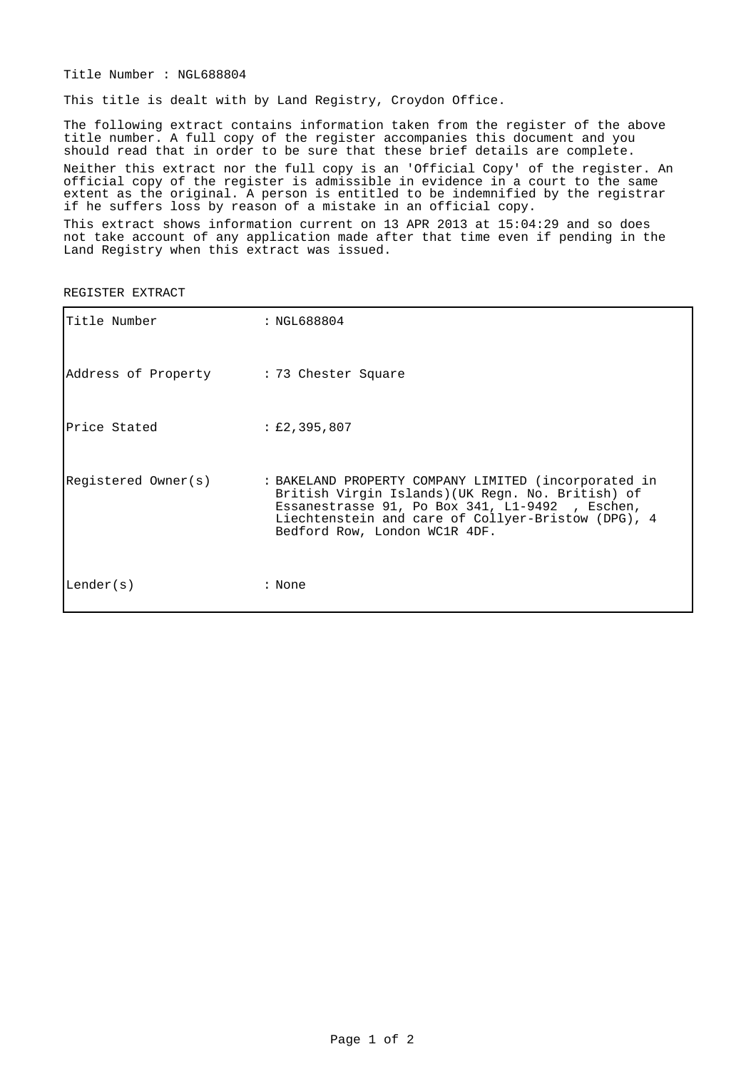Title Number : NGL688804

This title is dealt with by Land Registry, Croydon Office.

The following extract contains information taken from the register of the above title number. A full copy of the register accompanies this document and you should read that in order to be sure that these brief details are complete.

Neither this extract nor the full copy is an 'Official Copy' of the register. An official copy of the register is admissible in evidence in a court to the same extent as the original. A person is entitled to be indemnified by the registrar if he suffers loss by reason of a mistake in an official copy.

This extract shows information current on 13 APR 2013 at 15:04:29 and so does not take account of any application made after that time even if pending in the Land Registry when this extract was issued.

REGISTER EXTRACT

| | |
|---|---|
| Title Number | : NGL688804 |
| Address of Property | : 73 Chester Square |
| Price Stated | : £2,395,807 |
| Registered Owner(s) | : BAKELAND PROPERTY COMPANY LIMITED (incorporated in British Virgin Islands)(UK Regn. No. British) of Essanestrasse 91, Po Box 341, L1-9492 , Eschen, Liechtenstein and care of Collyer-Bristow (DPG), 4 Bedford Row, London WC1R 4DF. |
| Lender(s) | : None |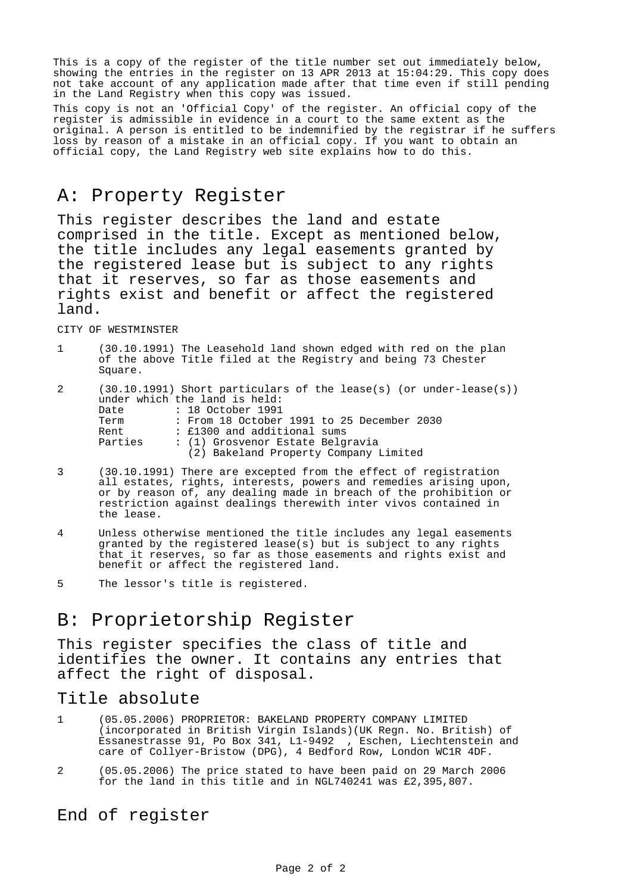This is a copy of the register of the title number set out immediately below, showing the entries in the register on 13 APR 2013 at 15:04:29. This copy does not take account of any application made after that time even if still pending in the Land Registry when this copy was issued.

This copy is not an 'Official Copy' of the register. An official copy of the register is admissible in evidence in a court to the same extent as the original. A person is entitled to be indemnified by the registrar if he suffers loss by reason of a mistake in an official copy. If you want to obtain an official copy, the Land Registry web site explains how to do this.

# A: Property Register

This register describes the land and estate comprised in the title. Except as mentioned below, the title includes any legal easements granted by the registered lease but is subject to any rights that it reserves, so far as those easements and rights exist and benefit or affect the registered land.

CITY OF WESTMINSTER

1 (30.10.1991) The Leasehold land shown edged with red on the plan of the above Title filed at the Registry and being 73 Chester Square.

2 (30.10.1991) Short particulars of the lease(s) (or under-lease(s)) under which the land is held:

| | |
|---|---|
| Date | : 18 October 1991 |
| Term | : From 18 October 1991 to 25 December 2030 |
| Rent | : £1300 and additional sums |
| Parties | : (1) Grosvenor Estate Belgravia<br>(2) Bakeland Property Company Limited |

3 (30.10.1991) There are excepted from the effect of registration all estates, rights, interests, powers and remedies arising upon, or by reason of, any dealing made in breach of the prohibition or restriction against dealings therewith inter vivos contained in the lease.

4 Unless otherwise mentioned the title includes any legal easements granted by the registered lease(s) but is subject to any rights that it reserves, so far as those easements and rights exist and benefit or affect the registered land.

5 The lessor's title is registered.

# B: Proprietorship Register

This register specifies the class of title and identifies the owner. It contains any entries that affect the right of disposal.

## Title absolute

1 (05.05.2006) PROPRIETOR: BAKELAND PROPERTY COMPANY LIMITED (incorporated in British Virgin Islands)(UK Regn. No. British) of Essanestrasse 91, Po Box 341, L1-9492 , Eschen, Liechtenstein and care of Collyer-Bristow (DPG), 4 Bedford Row, London WC1R 4DF.

2 (05.05.2006) The price stated to have been paid on 29 March 2006 for the land in this title and in NGL740241 was £2,395,807.

# End of register